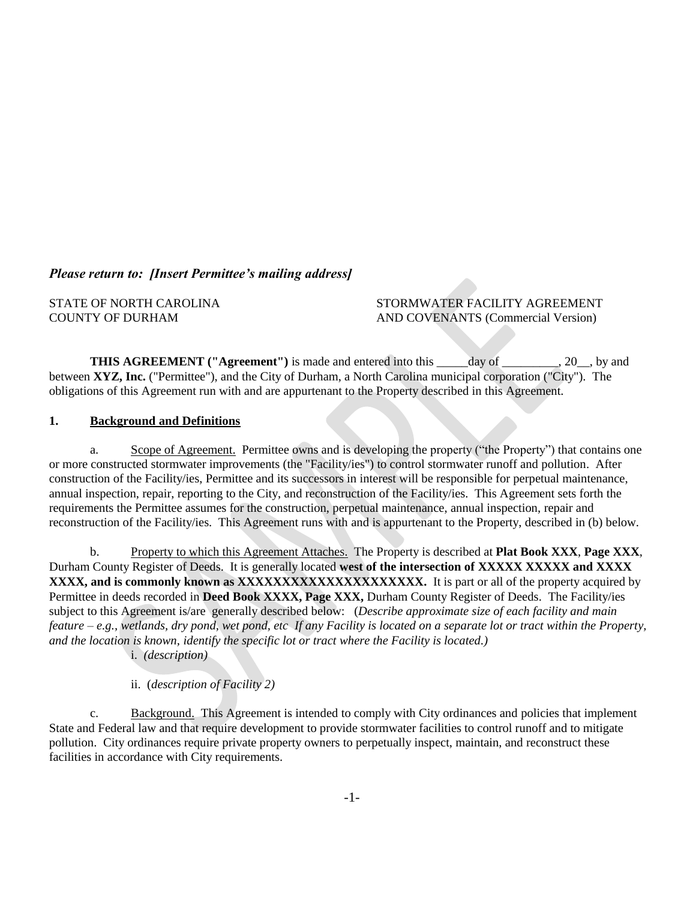***Please return to: [Insert Permittee's mailing address]***

STATE OF NORTH CAROLINA
COUNTY OF DURHAM

STORMWATER FACILITY AGREEMENT
AND COVENANTS (Commercial Version)

**THIS AGREEMENT ("Agreement")** is made and entered into this _____day of _________, 20__, by and between **XYZ, Inc.** ("Permittee"), and the City of Durham, a North Carolina municipal corporation ("City"). The obligations of this Agreement run with and are appurtenant to the Property described in this Agreement.

**1. Background and Definitions**

a. Scope of Agreement. Permittee owns and is developing the property ("the Property") that contains one or more constructed stormwater improvements (the "Facility/ies") to control stormwater runoff and pollution. After construction of the Facility/ies, Permittee and its successors in interest will be responsible for perpetual maintenance, annual inspection, repair, reporting to the City, and reconstruction of the Facility/ies. This Agreement sets forth the requirements the Permittee assumes for the construction, perpetual maintenance, annual inspection, repair and reconstruction of the Facility/ies. This Agreement runs with and is appurtenant to the Property, described in (b) below.

b. Property to which this Agreement Attaches. The Property is described at **Plat Book XXX**, **Page XXX**, Durham County Register of Deeds. It is generally located **west of the intersection of XXXXX XXXXX and XXXX XXXX, and is commonly known as XXXXXXXXXXXXXXXXXXXXXX.** It is part or all of the property acquired by Permittee in deeds recorded in **Deed Book XXXX, Page XXX,** Durham County Register of Deeds. The Facility/ies subject to this Agreement is/are generally described below: (*Describe approximate size of each facility and main feature – e.g., wetlands, dry pond, wet pond, etc If any Facility is located on a separate lot or tract within the Property, and the location is known, identify the specific lot or tract where the Facility is located.)*

i. *(description)*

ii. (*description of Facility 2)*

c. Background. This Agreement is intended to comply with City ordinances and policies that implement State and Federal law and that require development to provide stormwater facilities to control runoff and to mitigate pollution. City ordinances require private property owners to perpetually inspect, maintain, and reconstruct these facilities in accordance with City requirements.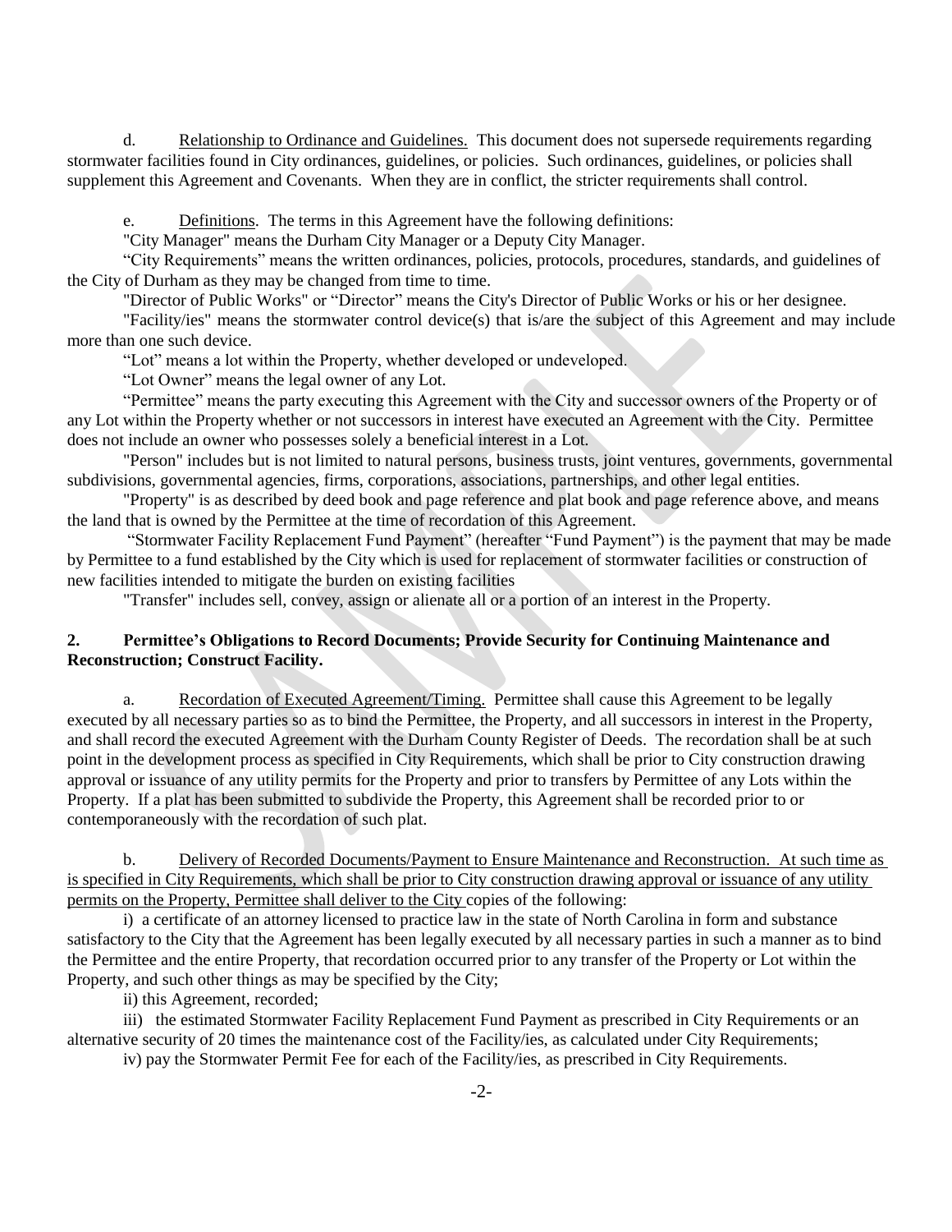d. Relationship to Ordinance and Guidelines. This document does not supersede requirements regarding stormwater facilities found in City ordinances, guidelines, or policies. Such ordinances, guidelines, or policies shall supplement this Agreement and Covenants. When they are in conflict, the stricter requirements shall control.

e. Definitions. The terms in this Agreement have the following definitions:

"City Manager" means the Durham City Manager or a Deputy City Manager.

"City Requirements" means the written ordinances, policies, protocols, procedures, standards, and guidelines of the City of Durham as they may be changed from time to time.

"Director of Public Works" or "Director" means the City's Director of Public Works or his or her designee.

"Facility/ies" means the stormwater control device(s) that is/are the subject of this Agreement and may include more than one such device.

"Lot" means a lot within the Property, whether developed or undeveloped.

"Lot Owner" means the legal owner of any Lot.

"Permittee" means the party executing this Agreement with the City and successor owners of the Property or of any Lot within the Property whether or not successors in interest have executed an Agreement with the City. Permittee does not include an owner who possesses solely a beneficial interest in a Lot.

"Person" includes but is not limited to natural persons, business trusts, joint ventures, governments, governmental subdivisions, governmental agencies, firms, corporations, associations, partnerships, and other legal entities.

"Property" is as described by deed book and page reference and plat book and page reference above, and means the land that is owned by the Permittee at the time of recordation of this Agreement.

"Stormwater Facility Replacement Fund Payment" (hereafter "Fund Payment") is the payment that may be made by Permittee to a fund established by the City which is used for replacement of stormwater facilities or construction of new facilities intended to mitigate the burden on existing facilities

"Transfer" includes sell, convey, assign or alienate all or a portion of an interest in the Property.

**2. Permittee's Obligations to Record Documents; Provide Security for Continuing Maintenance and Reconstruction; Construct Facility.**

a. Recordation of Executed Agreement/Timing. Permittee shall cause this Agreement to be legally executed by all necessary parties so as to bind the Permittee, the Property, and all successors in interest in the Property, and shall record the executed Agreement with the Durham County Register of Deeds. The recordation shall be at such point in the development process as specified in City Requirements, which shall be prior to City construction drawing approval or issuance of any utility permits for the Property and prior to transfers by Permittee of any Lots within the Property. If a plat has been submitted to subdivide the Property, this Agreement shall be recorded prior to or contemporaneously with the recordation of such plat.

b. Delivery of Recorded Documents/Payment to Ensure Maintenance and Reconstruction. At such time as is specified in City Requirements, which shall be prior to City construction drawing approval or issuance of any utility permits on the Property, Permittee shall deliver to the City copies of the following:

i) a certificate of an attorney licensed to practice law in the state of North Carolina in form and substance satisfactory to the City that the Agreement has been legally executed by all necessary parties in such a manner as to bind the Permittee and the entire Property, that recordation occurred prior to any transfer of the Property or Lot within the Property, and such other things as may be specified by the City;

ii) this Agreement, recorded;

iii) the estimated Stormwater Facility Replacement Fund Payment as prescribed in City Requirements or an alternative security of 20 times the maintenance cost of the Facility/ies, as calculated under City Requirements;

iv) pay the Stormwater Permit Fee for each of the Facility/ies, as prescribed in City Requirements.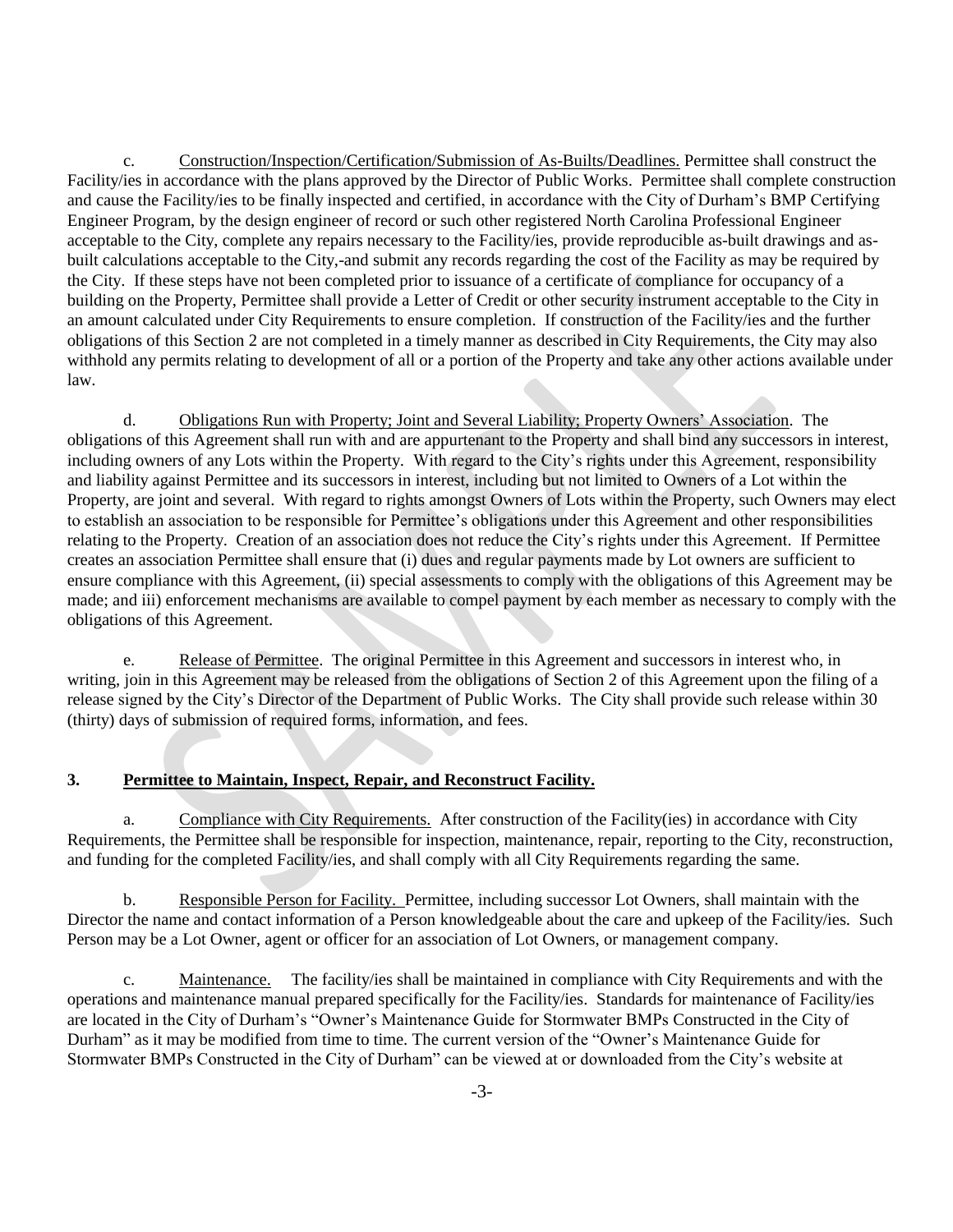c. Construction/Inspection/Certification/Submission of As-Builts/Deadlines. Permittee shall construct the Facility/ies in accordance with the plans approved by the Director of Public Works. Permittee shall complete construction and cause the Facility/ies to be finally inspected and certified, in accordance with the City of Durham's BMP Certifying Engineer Program, by the design engineer of record or such other registered North Carolina Professional Engineer acceptable to the City, complete any repairs necessary to the Facility/ies, provide reproducible as-built drawings and as-built calculations acceptable to the City,-and submit any records regarding the cost of the Facility as may be required by the City. If these steps have not been completed prior to issuance of a certificate of compliance for occupancy of a building on the Property, Permittee shall provide a Letter of Credit or other security instrument acceptable to the City in an amount calculated under City Requirements to ensure completion. If construction of the Facility/ies and the further obligations of this Section 2 are not completed in a timely manner as described in City Requirements, the City may also withhold any permits relating to development of all or a portion of the Property and take any other actions available under law.

d. Obligations Run with Property; Joint and Several Liability; Property Owners' Association. The obligations of this Agreement shall run with and are appurtenant to the Property and shall bind any successors in interest, including owners of any Lots within the Property. With regard to the City's rights under this Agreement, responsibility and liability against Permittee and its successors in interest, including but not limited to Owners of a Lot within the Property, are joint and several. With regard to rights amongst Owners of Lots within the Property, such Owners may elect to establish an association to be responsible for Permittee's obligations under this Agreement and other responsibilities relating to the Property. Creation of an association does not reduce the City's rights under this Agreement. If Permittee creates an association Permittee shall ensure that (i) dues and regular payments made by Lot owners are sufficient to ensure compliance with this Agreement, (ii) special assessments to comply with the obligations of this Agreement may be made; and iii) enforcement mechanisms are available to compel payment by each member as necessary to comply with the obligations of this Agreement.

e. Release of Permittee. The original Permittee in this Agreement and successors in interest who, in writing, join in this Agreement may be released from the obligations of Section 2 of this Agreement upon the filing of a release signed by the City's Director of the Department of Public Works. The City shall provide such release within 30 (thirty) days of submission of required forms, information, and fees.

## 3. Permittee to Maintain, Inspect, Repair, and Reconstruct Facility.

a. Compliance with City Requirements. After construction of the Facility(ies) in accordance with City Requirements, the Permittee shall be responsible for inspection, maintenance, repair, reporting to the City, reconstruction, and funding for the completed Facility/ies, and shall comply with all City Requirements regarding the same.

b. Responsible Person for Facility. Permittee, including successor Lot Owners, shall maintain with the Director the name and contact information of a Person knowledgeable about the care and upkeep of the Facility/ies. Such Person may be a Lot Owner, agent or officer for an association of Lot Owners, or management company.

c. Maintenance. The facility/ies shall be maintained in compliance with City Requirements and with the operations and maintenance manual prepared specifically for the Facility/ies. Standards for maintenance of Facility/ies are located in the City of Durham's "Owner's Maintenance Guide for Stormwater BMPs Constructed in the City of Durham" as it may be modified from time to time. The current version of the "Owner's Maintenance Guide for Stormwater BMPs Constructed in the City of Durham" can be viewed at or downloaded from the City's website at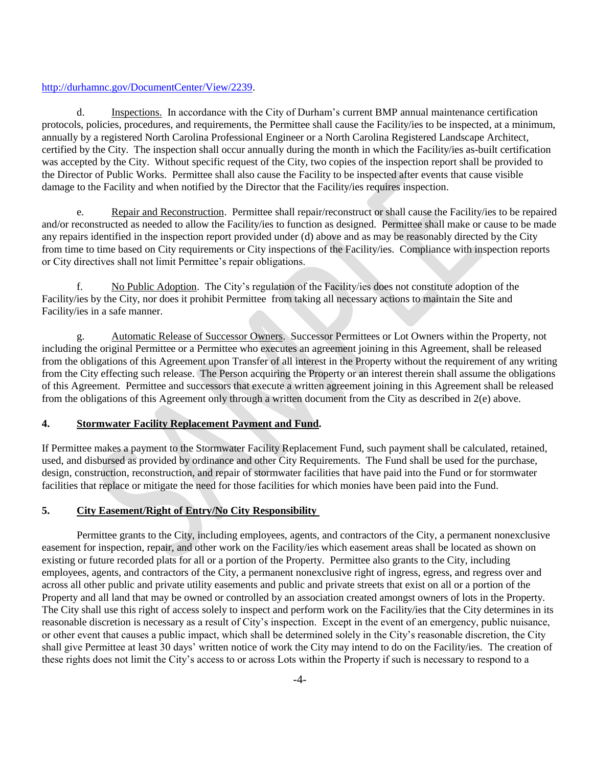http://durhamnc.gov/DocumentCenter/View/2239.

d. Inspections. In accordance with the City of Durham's current BMP annual maintenance certification protocols, policies, procedures, and requirements, the Permittee shall cause the Facility/ies to be inspected, at a minimum, annually by a registered North Carolina Professional Engineer or a North Carolina Registered Landscape Architect, certified by the City. The inspection shall occur annually during the month in which the Facility/ies as-built certification was accepted by the City. Without specific request of the City, two copies of the inspection report shall be provided to the Director of Public Works. Permittee shall also cause the Facility to be inspected after events that cause visible damage to the Facility and when notified by the Director that the Facility/ies requires inspection.

e. Repair and Reconstruction. Permittee shall repair/reconstruct or shall cause the Facility/ies to be repaired and/or reconstructed as needed to allow the Facility/ies to function as designed. Permittee shall make or cause to be made any repairs identified in the inspection report provided under (d) above and as may be reasonably directed by the City from time to time based on City requirements or City inspections of the Facility/ies. Compliance with inspection reports or City directives shall not limit Permittee's repair obligations.

f. No Public Adoption. The City's regulation of the Facility/ies does not constitute adoption of the Facility/ies by the City, nor does it prohibit Permittee from taking all necessary actions to maintain the Site and Facility/ies in a safe manner.

g. Automatic Release of Successor Owners. Successor Permittees or Lot Owners within the Property, not including the original Permittee or a Permittee who executes an agreement joining in this Agreement, shall be released from the obligations of this Agreement upon Transfer of all interest in the Property without the requirement of any writing from the City effecting such release. The Person acquiring the Property or an interest therein shall assume the obligations of this Agreement. Permittee and successors that execute a written agreement joining in this Agreement shall be released from the obligations of this Agreement only through a written document from the City as described in 2(e) above.

**4. Stormwater Facility Replacement Payment and Fund.**

If Permittee makes a payment to the Stormwater Facility Replacement Fund, such payment shall be calculated, retained, used, and disbursed as provided by ordinance and other City Requirements. The Fund shall be used for the purchase, design, construction, reconstruction, and repair of stormwater facilities that have paid into the Fund or for stormwater facilities that replace or mitigate the need for those facilities for which monies have been paid into the Fund.

**5. City Easement/Right of Entry/No City Responsibility**

Permittee grants to the City, including employees, agents, and contractors of the City, a permanent nonexclusive easement for inspection, repair, and other work on the Facility/ies which easement areas shall be located as shown on existing or future recorded plats for all or a portion of the Property. Permittee also grants to the City, including employees, agents, and contractors of the City, a permanent nonexclusive right of ingress, egress, and regress over and across all other public and private utility easements and public and private streets that exist on all or a portion of the Property and all land that may be owned or controlled by an association created amongst owners of lots in the Property. The City shall use this right of access solely to inspect and perform work on the Facility/ies that the City determines in its reasonable discretion is necessary as a result of City's inspection. Except in the event of an emergency, public nuisance, or other event that causes a public impact, which shall be determined solely in the City's reasonable discretion, the City shall give Permittee at least 30 days' written notice of work the City may intend to do on the Facility/ies. The creation of these rights does not limit the City's access to or across Lots within the Property if such is necessary to respond to a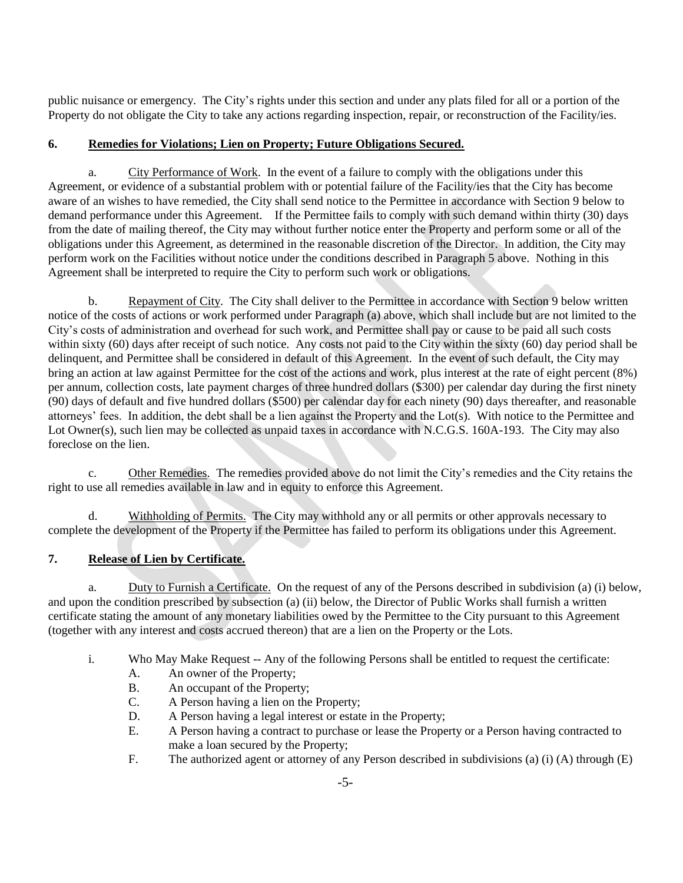public nuisance or emergency. The City's rights under this section and under any plats filed for all or a portion of the Property do not obligate the City to take any actions regarding inspection, repair, or reconstruction of the Facility/ies.

**6. Remedies for Violations; Lien on Property; Future Obligations Secured.**

a. City Performance of Work. In the event of a failure to comply with the obligations under this Agreement, or evidence of a substantial problem with or potential failure of the Facility/ies that the City has become aware of an wishes to have remedied, the City shall send notice to the Permittee in accordance with Section 9 below to demand performance under this Agreement. If the Permittee fails to comply with such demand within thirty (30) days from the date of mailing thereof, the City may without further notice enter the Property and perform some or all of the obligations under this Agreement, as determined in the reasonable discretion of the Director. In addition, the City may perform work on the Facilities without notice under the conditions described in Paragraph 5 above. Nothing in this Agreement shall be interpreted to require the City to perform such work or obligations.

b. Repayment of City. The City shall deliver to the Permittee in accordance with Section 9 below written notice of the costs of actions or work performed under Paragraph (a) above, which shall include but are not limited to the City's costs of administration and overhead for such work, and Permittee shall pay or cause to be paid all such costs within sixty (60) days after receipt of such notice. Any costs not paid to the City within the sixty (60) day period shall be delinquent, and Permittee shall be considered in default of this Agreement. In the event of such default, the City may bring an action at law against Permittee for the cost of the actions and work, plus interest at the rate of eight percent (8%) per annum, collection costs, late payment charges of three hundred dollars ($300) per calendar day during the first ninety (90) days of default and five hundred dollars ($500) per calendar day for each ninety (90) days thereafter, and reasonable attorneys' fees. In addition, the debt shall be a lien against the Property and the Lot(s). With notice to the Permittee and Lot Owner(s), such lien may be collected as unpaid taxes in accordance with N.C.G.S. 160A-193. The City may also foreclose on the lien.

c. Other Remedies. The remedies provided above do not limit the City's remedies and the City retains the right to use all remedies available in law and in equity to enforce this Agreement.

d. Withholding of Permits. The City may withhold any or all permits or other approvals necessary to complete the development of the Property if the Permittee has failed to perform its obligations under this Agreement.

**7. Release of Lien by Certificate.**

a. Duty to Furnish a Certificate. On the request of any of the Persons described in subdivision (a) (i) below, and upon the condition prescribed by subsection (a) (ii) below, the Director of Public Works shall furnish a written certificate stating the amount of any monetary liabilities owed by the Permittee to the City pursuant to this Agreement (together with any interest and costs accrued thereon) that are a lien on the Property or the Lots.

i. Who May Make Request -- Any of the following Persons shall be entitled to request the certificate:

A. An owner of the Property;
B. An occupant of the Property;
C. A Person having a lien on the Property;
D. A Person having a legal interest or estate in the Property;
E. A Person having a contract to purchase or lease the Property or a Person having contracted to make a loan secured by the Property;
F. The authorized agent or attorney of any Person described in subdivisions (a) (i) (A) through (E)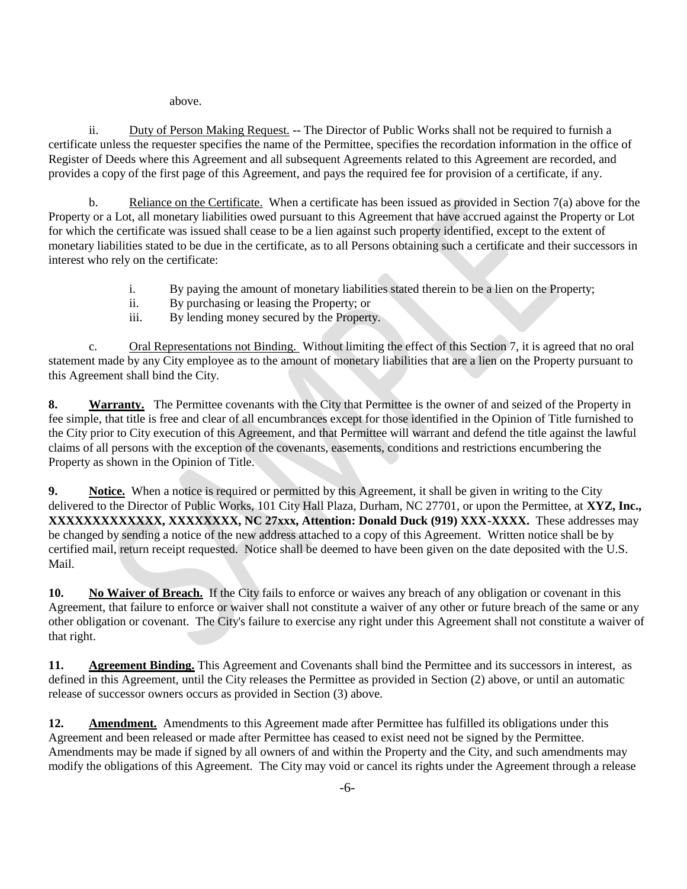above.

ii. Duty of Person Making Request. -- The Director of Public Works shall not be required to furnish a certificate unless the requester specifies the name of the Permittee, specifies the recordation information in the office of Register of Deeds where this Agreement and all subsequent Agreements related to this Agreement are recorded, and provides a copy of the first page of this Agreement, and pays the required fee for provision of a certificate, if any.

b. Reliance on the Certificate. When a certificate has been issued as provided in Section 7(a) above for the Property or a Lot, all monetary liabilities owed pursuant to this Agreement that have accrued against the Property or Lot for which the certificate was issued shall cease to be a lien against such property identified, except to the extent of monetary liabilities stated to be due in the certificate, as to all Persons obtaining such a certificate and their successors in interest who rely on the certificate:

i. By paying the amount of monetary liabilities stated therein to be a lien on the Property;
ii. By purchasing or leasing the Property; or
iii. By lending money secured by the Property.

c. Oral Representations not Binding. Without limiting the effect of this Section 7, it is agreed that no oral statement made by any City employee as to the amount of monetary liabilities that are a lien on the Property pursuant to this Agreement shall bind the City.

**8. Warranty.** The Permittee covenants with the City that Permittee is the owner of and seized of the Property in fee simple, that title is free and clear of all encumbrances except for those identified in the Opinion of Title furnished to the City prior to City execution of this Agreement, and that Permittee will warrant and defend the title against the lawful claims of all persons with the exception of the covenants, easements, conditions and restrictions encumbering the Property as shown in the Opinion of Title.

**9. Notice.** When a notice is required or permitted by this Agreement, it shall be given in writing to the City delivered to the Director of Public Works, 101 City Hall Plaza, Durham, NC 27701, or upon the Permittee, at **XYZ, Inc., XXXXXXXXXXXXX, XXXXXXXX, NC 27xxx, Attention: Donald Duck (919) XXX-XXXX.** These addresses may be changed by sending a notice of the new address attached to a copy of this Agreement. Written notice shall be by certified mail, return receipt requested. Notice shall be deemed to have been given on the date deposited with the U.S. Mail.

**10. No Waiver of Breach.** If the City fails to enforce or waives any breach of any obligation or covenant in this Agreement, that failure to enforce or waiver shall not constitute a waiver of any other or future breach of the same or any other obligation or covenant. The City's failure to exercise any right under this Agreement shall not constitute a waiver of that right.

**11. Agreement Binding.** This Agreement and Covenants shall bind the Permittee and its successors in interest, as defined in this Agreement, until the City releases the Permittee as provided in Section (2) above, or until an automatic release of successor owners occurs as provided in Section (3) above.

**12. Amendment.** Amendments to this Agreement made after Permittee has fulfilled its obligations under this Agreement and been released or made after Permittee has ceased to exist need not be signed by the Permittee. Amendments may be made if signed by all owners of and within the Property and the City, and such amendments may modify the obligations of this Agreement. The City may void or cancel its rights under the Agreement through a release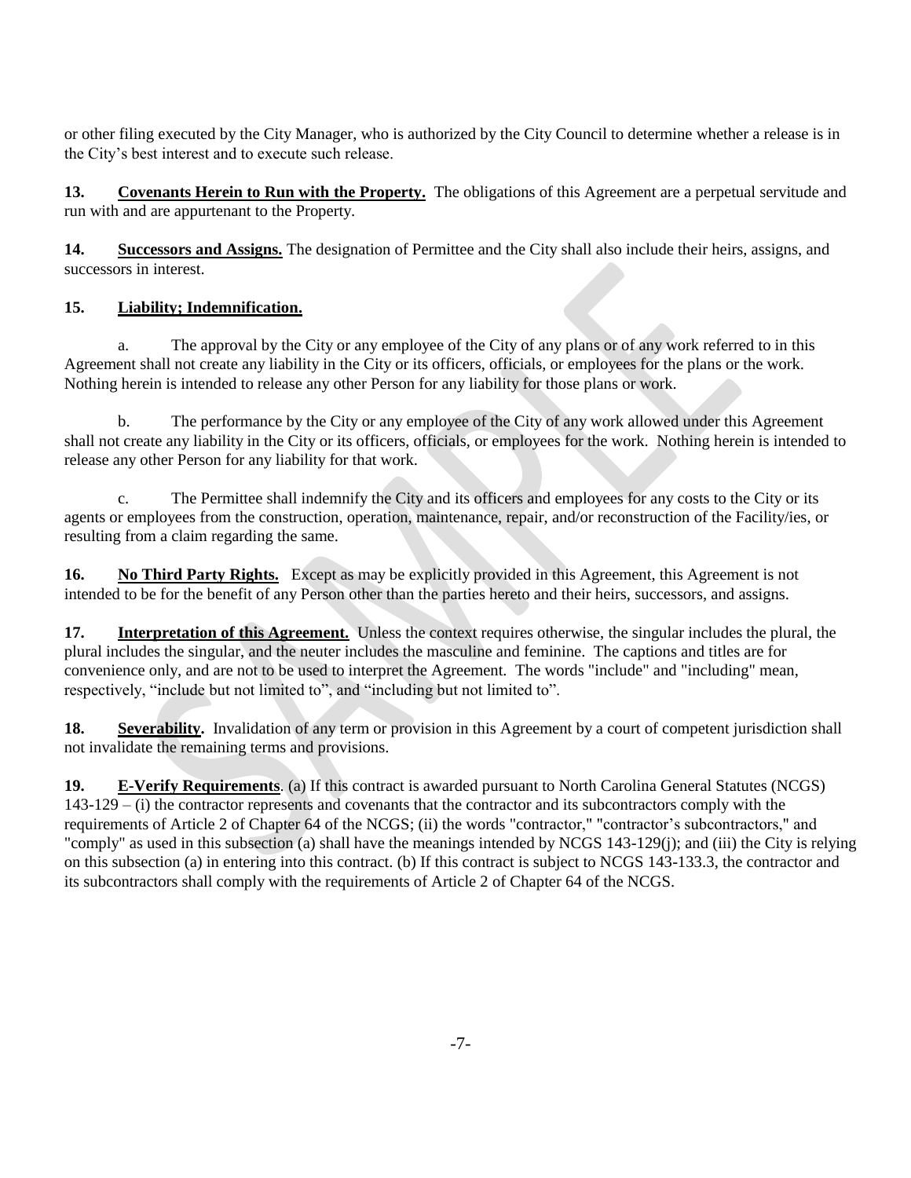or other filing executed by the City Manager, who is authorized by the City Council to determine whether a release is in the City's best interest and to execute such release.

**13. Covenants Herein to Run with the Property.** The obligations of this Agreement are a perpetual servitude and run with and are appurtenant to the Property.

**14. Successors and Assigns.** The designation of Permittee and the City shall also include their heirs, assigns, and successors in interest.

**15. Liability; Indemnification.**

a. The approval by the City or any employee of the City of any plans or of any work referred to in this Agreement shall not create any liability in the City or its officers, officials, or employees for the plans or the work. Nothing herein is intended to release any other Person for any liability for those plans or work.

b. The performance by the City or any employee of the City of any work allowed under this Agreement shall not create any liability in the City or its officers, officials, or employees for the work. Nothing herein is intended to release any other Person for any liability for that work.

c. The Permittee shall indemnify the City and its officers and employees for any costs to the City or its agents or employees from the construction, operation, maintenance, repair, and/or reconstruction of the Facility/ies, or resulting from a claim regarding the same.

**16. No Third Party Rights.** Except as may be explicitly provided in this Agreement, this Agreement is not intended to be for the benefit of any Person other than the parties hereto and their heirs, successors, and assigns.

**17. Interpretation of this Agreement.** Unless the context requires otherwise, the singular includes the plural, the plural includes the singular, and the neuter includes the masculine and feminine. The captions and titles are for convenience only, and are not to be used to interpret the Agreement. The words "include" and "including" mean, respectively, "include but not limited to", and "including but not limited to".

**18. Severability.** Invalidation of any term or provision in this Agreement by a court of competent jurisdiction shall not invalidate the remaining terms and provisions.

**19. E-Verify Requirements**. (a) If this contract is awarded pursuant to North Carolina General Statutes (NCGS) 143-129 – (i) the contractor represents and covenants that the contractor and its subcontractors comply with the requirements of Article 2 of Chapter 64 of the NCGS; (ii) the words "contractor," "contractor's subcontractors," and "comply" as used in this subsection (a) shall have the meanings intended by NCGS 143-129(j); and (iii) the City is relying on this subsection (a) in entering into this contract. (b) If this contract is subject to NCGS 143-133.3, the contractor and its subcontractors shall comply with the requirements of Article 2 of Chapter 64 of the NCGS.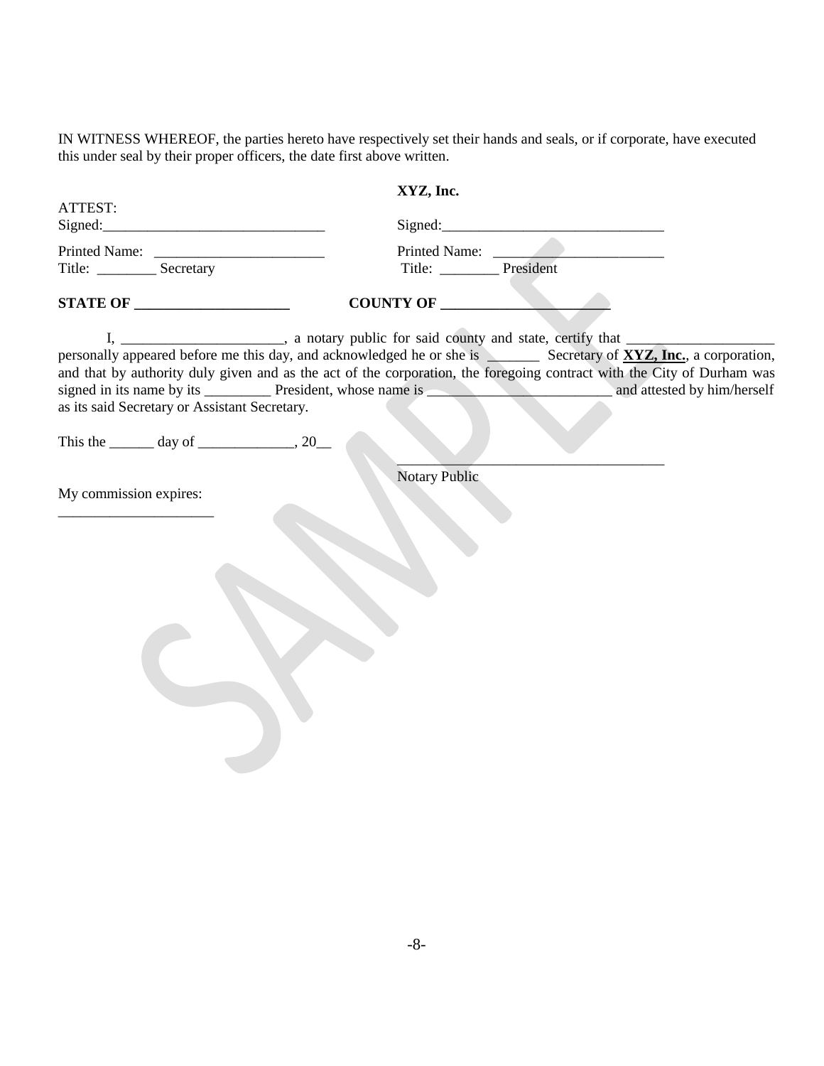IN WITNESS WHEREOF, the parties hereto have respectively set their hands and seals, or if corporate, have executed this under seal by their proper officers, the date first above written.

**XYZ, Inc.**

ATTEST:

Signed:_______________________________ Signed:_______________________________

Printed Name: _______________________ Printed Name: _______________________

Title: ________ Secretary Title: ________ President

**STATE OF _____________________ COUNTY OF _______________________**

I, ______________________, a notary public for said county and state, certify that ____________________ personally appeared before me this day, and acknowledged he or she is _______ Secretary of **XYZ, Inc.**, a corporation, and that by authority duly given and as the act of the corporation, the foregoing contract with the City of Durham was signed in its name by its _________ President, whose name is _________________________ and attested by him/herself as its said Secretary or Assistant Secretary.

This the ______ day of _____________, 20__

_____________________________________

Notary Public

My commission expires:

_____________________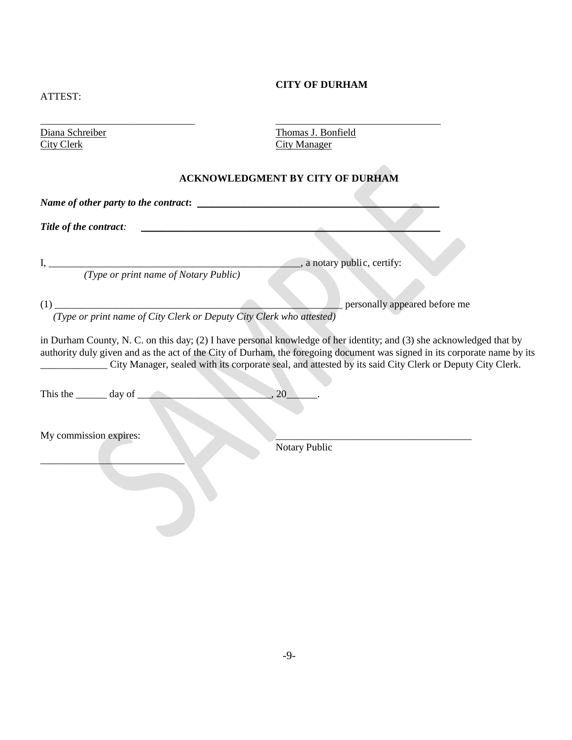**CITY OF DURHAM**

ATTEST:

_______________________________ _________________________________

Diana Schreiber  
City Clerk

Thomas J. Bonfield  
City Manager

**ACKNOWLEDGMENT BY CITY OF DURHAM**

***Name of other party to the contract*:** _______________________________________________

***Title of the contract*:** _______________________________________________

I, ___________________________________________________, a notary public, certify:  
*(Type or print name of Notary Public)*

(1) __________________________________________________________ personally appeared before me  
*(Type or print name of City Clerk or Deputy City Clerk who attested)*

in Durham County, N. C. on this day; (2) I have personal knowledge of her identity; and (3) she acknowledged that by authority duly given and as the act of the City of Durham, the foregoing document was signed in its corporate name by its _____________ City Manager, sealed with its corporate seal, and attested by its said City Clerk or Deputy City Clerk.

This the ______ day of ___________________________, 20______.

My commission expires: _______________________________________  
Notary Public

____________________________